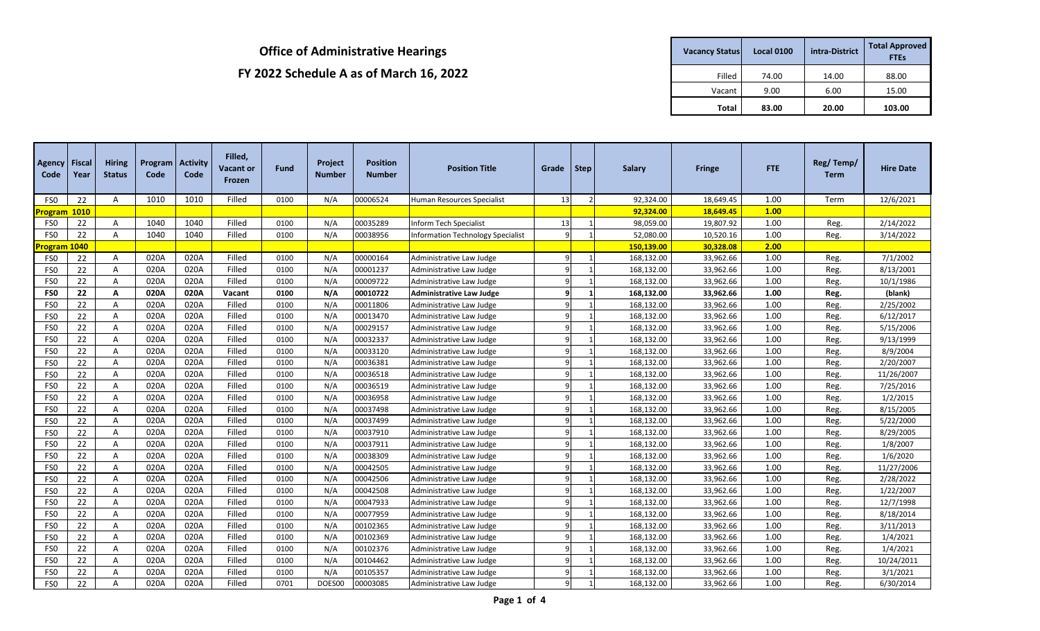# Office of Administrative Hearings

## FY 2022 Schedule A as of March 16, 2022

| Vacancy Status | Local 0100 | intra-District | Total Approved FTEs |
|---|---|---|---|
| Filled | 74.00 | 14.00 | 88.00 |
| Vacant | 9.00 | 6.00 | 15.00 |
| **Total** | **83.00** | **20.00** | **103.00** |

| Agency Code | Fiscal Year | Hiring Status | Program Code | Activity Code | Filled, Vacant or Frozen | Fund | Project Number | Position Number | Position Title | Grade | Step | Salary | Fringe | FTE | Reg/ Temp/ Term | Hire Date |
|---|---|---|---|---|---|---|---|---|---|---|---|---|---|---|---|---|
| FS0 | 22 | A | 1010 | 1010 | Filled | 0100 | N/A | 00006524 | Human Resources Specialist | 13 | 2 | 92,324.00 | 18,649.45 | 1.00 | Term | 12/6/2021 |
| **Program 1010** | | | | | | | | | | | | **92,324.00** | **18,649.45** | **1.00** | | |
| FS0 | 22 | A | 1040 | 1040 | Filled | 0100 | N/A | 00035289 | Inform Tech Specialist | 13 | 1 | 98,059.00 | 19,807.92 | 1.00 | Reg. | 2/14/2022 |
| FS0 | 22 | A | 1040 | 1040 | Filled | 0100 | N/A | 00038956 | Information Technology Specialist | 9 | 1 | 52,080.00 | 10,520.16 | 1.00 | Reg. | 3/14/2022 |
| **Program 1040** | | | | | | | | | | | | **150,139.00** | **30,328.08** | **2.00** | | |
| FS0 | 22 | A | 020A | 020A | Filled | 0100 | N/A | 00000164 | Administrative Law Judge | 9 | 1 | 168,132.00 | 33,962.66 | 1.00 | Reg. | 7/1/2002 |
| FS0 | 22 | A | 020A | 020A | Filled | 0100 | N/A | 00001237 | Administrative Law Judge | 9 | 1 | 168,132.00 | 33,962.66 | 1.00 | Reg. | 8/13/2001 |
| FS0 | 22 | A | 020A | 020A | Filled | 0100 | N/A | 00009722 | Administrative Law Judge | 9 | 1 | 168,132.00 | 33,962.66 | 1.00 | Reg. | 10/1/1986 |
| **FS0** | **22** | **A** | **020A** | **020A** | **Vacant** | **0100** | **N/A** | **00010722** | **Administrative Law Judge** | **9** | **1** | **168,132.00** | **33,962.66** | **1.00** | **Reg.** | **(blank)** |
| FS0 | 22 | A | 020A | 020A | Filled | 0100 | N/A | 00011806 | Administrative Law Judge | 9 | 1 | 168,132.00 | 33,962.66 | 1.00 | Reg. | 2/25/2002 |
| FS0 | 22 | A | 020A | 020A | Filled | 0100 | N/A | 00013470 | Administrative Law Judge | 9 | 1 | 168,132.00 | 33,962.66 | 1.00 | Reg. | 6/12/2017 |
| FS0 | 22 | A | 020A | 020A | Filled | 0100 | N/A | 00029157 | Administrative Law Judge | 9 | 1 | 168,132.00 | 33,962.66 | 1.00 | Reg. | 5/15/2006 |
| FS0 | 22 | A | 020A | 020A | Filled | 0100 | N/A | 00032337 | Administrative Law Judge | 9 | 1 | 168,132.00 | 33,962.66 | 1.00 | Reg. | 9/13/1999 |
| FS0 | 22 | A | 020A | 020A | Filled | 0100 | N/A | 00033120 | Administrative Law Judge | 9 | 1 | 168,132.00 | 33,962.66 | 1.00 | Reg. | 8/9/2004 |
| FS0 | 22 | A | 020A | 020A | Filled | 0100 | N/A | 00036381 | Administrative Law Judge | 9 | 1 | 168,132.00 | 33,962.66 | 1.00 | Reg. | 2/20/2007 |
| FS0 | 22 | A | 020A | 020A | Filled | 0100 | N/A | 00036518 | Administrative Law Judge | 9 | 1 | 168,132.00 | 33,962.66 | 1.00 | Reg. | 11/26/2007 |
| FS0 | 22 | A | 020A | 020A | Filled | 0100 | N/A | 00036519 | Administrative Law Judge | 9 | 1 | 168,132.00 | 33,962.66 | 1.00 | Reg. | 7/25/2016 |
| FS0 | 22 | A | 020A | 020A | Filled | 0100 | N/A | 00036958 | Administrative Law Judge | 9 | 1 | 168,132.00 | 33,962.66 | 1.00 | Reg. | 1/2/2015 |
| FS0 | 22 | A | 020A | 020A | Filled | 0100 | N/A | 00037498 | Administrative Law Judge | 9 | 1 | 168,132.00 | 33,962.66 | 1.00 | Reg. | 8/15/2005 |
| FS0 | 22 | A | 020A | 020A | Filled | 0100 | N/A | 00037499 | Administrative Law Judge | 9 | 1 | 168,132.00 | 33,962.66 | 1.00 | Reg. | 5/22/2000 |
| FS0 | 22 | A | 020A | 020A | Filled | 0100 | N/A | 00037910 | Administrative Law Judge | 9 | 1 | 168,132.00 | 33,962.66 | 1.00 | Reg. | 8/29/2005 |
| FS0 | 22 | A | 020A | 020A | Filled | 0100 | N/A | 00037911 | Administrative Law Judge | 9 | 1 | 168,132.00 | 33,962.66 | 1.00 | Reg. | 1/8/2007 |
| FS0 | 22 | A | 020A | 020A | Filled | 0100 | N/A | 00038309 | Administrative Law Judge | 9 | 1 | 168,132.00 | 33,962.66 | 1.00 | Reg. | 1/6/2020 |
| FS0 | 22 | A | 020A | 020A | Filled | 0100 | N/A | 00042505 | Administrative Law Judge | 9 | 1 | 168,132.00 | 33,962.66 | 1.00 | Reg. | 11/27/2006 |
| FS0 | 22 | A | 020A | 020A | Filled | 0100 | N/A | 00042506 | Administrative Law Judge | 9 | 1 | 168,132.00 | 33,962.66 | 1.00 | Reg. | 2/28/2022 |
| FS0 | 22 | A | 020A | 020A | Filled | 0100 | N/A | 00042508 | Administrative Law Judge | 9 | 1 | 168,132.00 | 33,962.66 | 1.00 | Reg. | 1/22/2007 |
| FS0 | 22 | A | 020A | 020A | Filled | 0100 | N/A | 00047933 | Administrative Law Judge | 9 | 1 | 168,132.00 | 33,962.66 | 1.00 | Reg. | 12/7/1998 |
| FS0 | 22 | A | 020A | 020A | Filled | 0100 | N/A | 00077959 | Administrative Law Judge | 9 | 1 | 168,132.00 | 33,962.66 | 1.00 | Reg. | 8/18/2014 |
| FS0 | 22 | A | 020A | 020A | Filled | 0100 | N/A | 00102365 | Administrative Law Judge | 9 | 1 | 168,132.00 | 33,962.66 | 1.00 | Reg. | 3/11/2013 |
| FS0 | 22 | A | 020A | 020A | Filled | 0100 | N/A | 00102369 | Administrative Law Judge | 9 | 1 | 168,132.00 | 33,962.66 | 1.00 | Reg. | 1/4/2021 |
| FS0 | 22 | A | 020A | 020A | Filled | 0100 | N/A | 00102376 | Administrative Law Judge | 9 | 1 | 168,132.00 | 33,962.66 | 1.00 | Reg. | 1/4/2021 |
| FS0 | 22 | A | 020A | 020A | Filled | 0100 | N/A | 00104462 | Administrative Law Judge | 9 | 1 | 168,132.00 | 33,962.66 | 1.00 | Reg. | 10/24/2011 |
| FS0 | 22 | A | 020A | 020A | Filled | 0100 | N/A | 00105357 | Administrative Law Judge | 9 | 1 | 168,132.00 | 33,962.66 | 1.00 | Reg. | 3/1/2021 |
| FS0 | 22 | A | 020A | 020A | Filled | 0701 | DOES00 | 00003085 | Administrative Law Judge | 9 | 1 | 168,132.00 | 33,962.66 | 1.00 | Reg. | 6/30/2014 |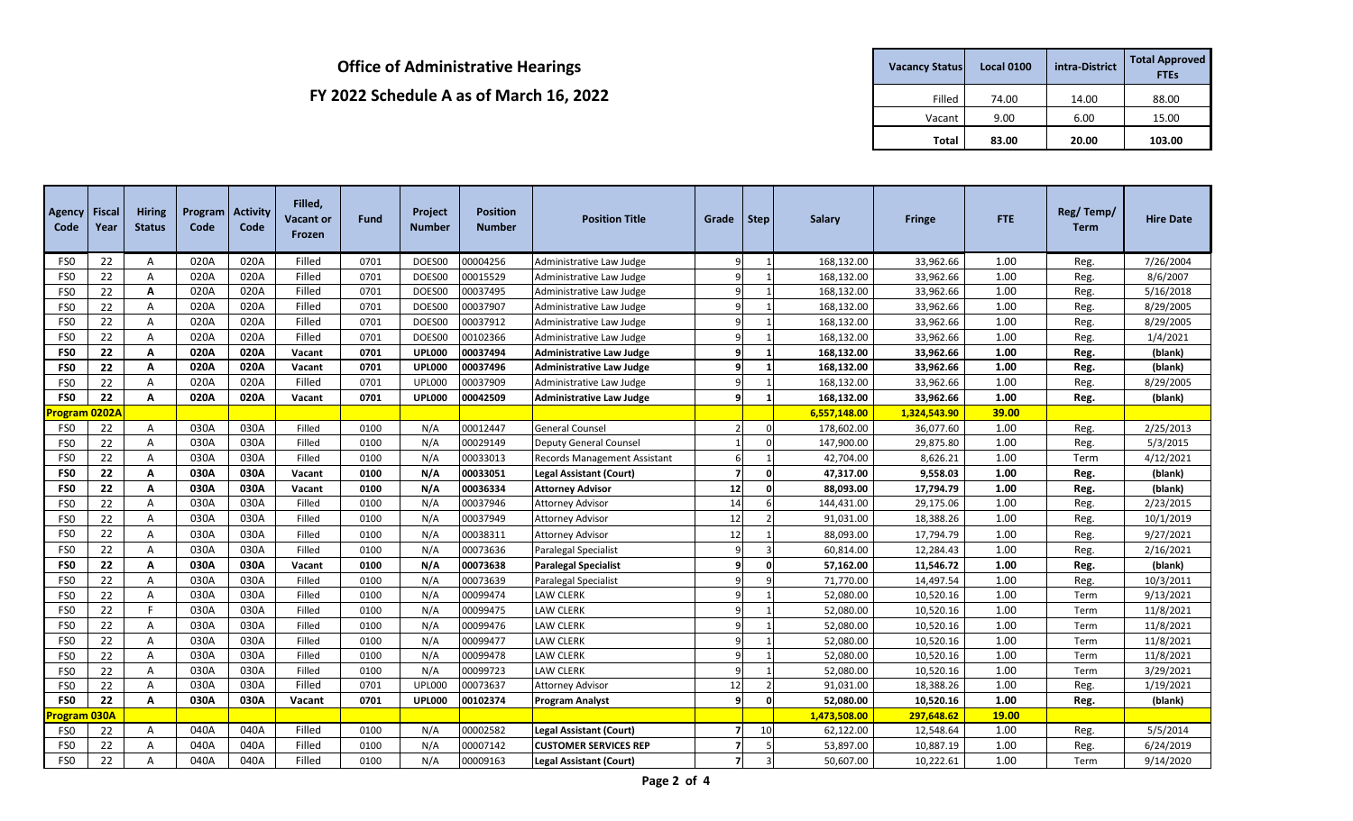# Office of Administrative Hearings

## FY 2022 Schedule A as of March 16, 2022

| Vacancy Status | Local 0100 | intra-District | Total Approved FTEs |
|---|---|---|---|
| Filled | 74.00 | 14.00 | 88.00 |
| Vacant | 9.00 | 6.00 | 15.00 |
| **Total** | **83.00** | **20.00** | **103.00** |

| Agency Code | Fiscal Year | Hiring Status | Program Code | Activity Code | Filled, Vacant or Frozen | Fund | Project Number | Position Number | Position Title | Grade | Step | Salary | Fringe | FTE | Reg/ Temp/ Term | Hire Date |
|---|---|---|---|---|---|---|---|---|---|---|---|---|---|---|---|---|
| FS0 | 22 | A | 020A | 020A | Filled | 0701 | DOES00 | 00004256 | Administrative Law Judge | 9 | 1 | 168,132.00 | 33,962.66 | 1.00 | Reg. | 7/26/2004 |
| FS0 | 22 | A | 020A | 020A | Filled | 0701 | DOES00 | 00015529 | Administrative Law Judge | 9 | 1 | 168,132.00 | 33,962.66 | 1.00 | Reg. | 8/6/2007 |
| FS0 | 22 | **A** | 020A | 020A | Filled | 0701 | DOES00 | 00037495 | Administrative Law Judge | 9 | 1 | 168,132.00 | 33,962.66 | 1.00 | Reg. | 5/16/2018 |
| FS0 | 22 | A | 020A | 020A | Filled | 0701 | DOES00 | 00037907 | Administrative Law Judge | 9 | 1 | 168,132.00 | 33,962.66 | 1.00 | Reg. | 8/29/2005 |
| FS0 | 22 | A | 020A | 020A | Filled | 0701 | DOES00 | 00037912 | Administrative Law Judge | 9 | 1 | 168,132.00 | 33,962.66 | 1.00 | Reg. | 8/29/2005 |
| FS0 | 22 | A | 020A | 020A | Filled | 0701 | DOES00 | 00102366 | Administrative Law Judge | 9 | 1 | 168,132.00 | 33,962.66 | 1.00 | Reg. | 1/4/2021 |
| **FS0** | **22** | **A** | **020A** | **020A** | **Vacant** | **0701** | **UPL000** | **00037494** | **Administrative Law Judge** | **9** | **1** | **168,132.00** | **33,962.66** | **1.00** | **Reg.** | **(blank)** |
| **FS0** | **22** | **A** | **020A** | **020A** | **Vacant** | **0701** | **UPL000** | **00037496** | **Administrative Law Judge** | **9** | **1** | **168,132.00** | **33,962.66** | **1.00** | **Reg.** | **(blank)** |
| FS0 | 22 | A | 020A | 020A | Filled | 0701 | UPL000 | 00037909 | Administrative Law Judge | 9 | 1 | 168,132.00 | 33,962.66 | 1.00 | Reg. | 8/29/2005 |
| **FS0** | **22** | **A** | **020A** | **020A** | **Vacant** | **0701** | **UPL000** | **00042509** | **Administrative Law Judge** | **9** | **1** | **168,132.00** | **33,962.66** | **1.00** | **Reg.** | **(blank)** |
| **Program 0202A** | | | | | | | | | | | | **6,557,148.00** | **1,324,543.90** | **39.00** | | |
| FS0 | 22 | A | 030A | 030A | Filled | 0100 | N/A | 00012447 | General Counsel | 2 | 0 | 178,602.00 | 36,077.60 | 1.00 | Reg. | 2/25/2013 |
| FS0 | 22 | A | 030A | 030A | Filled | 0100 | N/A | 00029149 | Deputy General Counsel | 1 | 0 | 147,900.00 | 29,875.80 | 1.00 | Reg. | 5/3/2015 |
| FS0 | 22 | A | 030A | 030A | Filled | 0100 | N/A | 00033013 | Records Management Assistant | 6 | 1 | 42,704.00 | 8,626.21 | 1.00 | Term | 4/12/2021 |
| **FS0** | **22** | **A** | **030A** | **030A** | **Vacant** | **0100** | **N/A** | **00033051** | **Legal Assistant (Court)** | **7** | **0** | **47,317.00** | **9,558.03** | **1.00** | **Reg.** | **(blank)** |
| **FS0** | **22** | **A** | **030A** | **030A** | **Vacant** | **0100** | **N/A** | **00036334** | **Attorney Advisor** | **12** | **0** | **88,093.00** | **17,794.79** | **1.00** | **Reg.** | **(blank)** |
| FS0 | 22 | A | 030A | 030A | Filled | 0100 | N/A | 00037946 | Attorney Advisor | 14 | 6 | 144,431.00 | 29,175.06 | 1.00 | Reg. | 2/23/2015 |
| FS0 | 22 | A | 030A | 030A | Filled | 0100 | N/A | 00037949 | Attorney Advisor | 12 | 2 | 91,031.00 | 18,388.26 | 1.00 | Reg. | 10/1/2019 |
| FS0 | 22 | A | 030A | 030A | Filled | 0100 | N/A | 00038311 | Attorney Advisor | 12 | 1 | 88,093.00 | 17,794.79 | 1.00 | Reg. | 9/27/2021 |
| FS0 | 22 | A | 030A | 030A | Filled | 0100 | N/A | 00073636 | Paralegal Specialist | 9 | 3 | 60,814.00 | 12,284.43 | 1.00 | Reg. | 2/16/2021 |
| **FS0** | **22** | **A** | **030A** | **030A** | **Vacant** | **0100** | **N/A** | **00073638** | **Paralegal Specialist** | **9** | **0** | **57,162.00** | **11,546.72** | **1.00** | **Reg.** | **(blank)** |
| FS0 | 22 | A | 030A | 030A | Filled | 0100 | N/A | 00073639 | Paralegal Specialist | 9 | 9 | 71,770.00 | 14,497.54 | 1.00 | Reg. | 10/3/2011 |
| FS0 | 22 | A | 030A | 030A | Filled | 0100 | N/A | 00099474 | LAW CLERK | 9 | 1 | 52,080.00 | 10,520.16 | 1.00 | Term | 9/13/2021 |
| FS0 | 22 | F | 030A | 030A | Filled | 0100 | N/A | 00099475 | LAW CLERK | 9 | 1 | 52,080.00 | 10,520.16 | 1.00 | Term | 11/8/2021 |
| FS0 | 22 | A | 030A | 030A | Filled | 0100 | N/A | 00099476 | LAW CLERK | 9 | 1 | 52,080.00 | 10,520.16 | 1.00 | Term | 11/8/2021 |
| FS0 | 22 | A | 030A | 030A | Filled | 0100 | N/A | 00099477 | LAW CLERK | 9 | 1 | 52,080.00 | 10,520.16 | 1.00 | Term | 11/8/2021 |
| FS0 | 22 | A | 030A | 030A | Filled | 0100 | N/A | 00099478 | LAW CLERK | 9 | 1 | 52,080.00 | 10,520.16 | 1.00 | Term | 11/8/2021 |
| FS0 | 22 | A | 030A | 030A | Filled | 0100 | N/A | 00099723 | LAW CLERK | 9 | 1 | 52,080.00 | 10,520.16 | 1.00 | Term | 3/29/2021 |
| FS0 | 22 | A | 030A | 030A | Filled | 0701 | UPL000 | 00073637 | Attorney Advisor | 12 | 2 | 91,031.00 | 18,388.26 | 1.00 | Reg. | 1/19/2021 |
| **FS0** | **22** | **A** | **030A** | **030A** | **Vacant** | **0701** | **UPL000** | **00102374** | **Program Analyst** | **9** | **0** | **52,080.00** | **10,520.16** | **1.00** | **Reg.** | **(blank)** |
| **Program 030A** | | | | | | | | | | | | **1,473,508.00** | **297,648.62** | **19.00** | | |
| FS0 | 22 | A | 040A | 040A | Filled | 0100 | N/A | 00002582 | **Legal Assistant (Court)** | **7** | 10 | 62,122.00 | 12,548.64 | 1.00 | Reg. | 5/5/2014 |
| FS0 | 22 | A | 040A | 040A | Filled | 0100 | N/A | 00007142 | **CUSTOMER SERVICES REP** | **7** | 5 | 53,897.00 | 10,887.19 | 1.00 | Reg. | 6/24/2019 |
| FS0 | 22 | A | 040A | 040A | Filled | 0100 | N/A | 00009163 | **Legal Assistant (Court)** | **7** | 3 | 50,607.00 | 10,222.61 | 1.00 | Term | 9/14/2020 |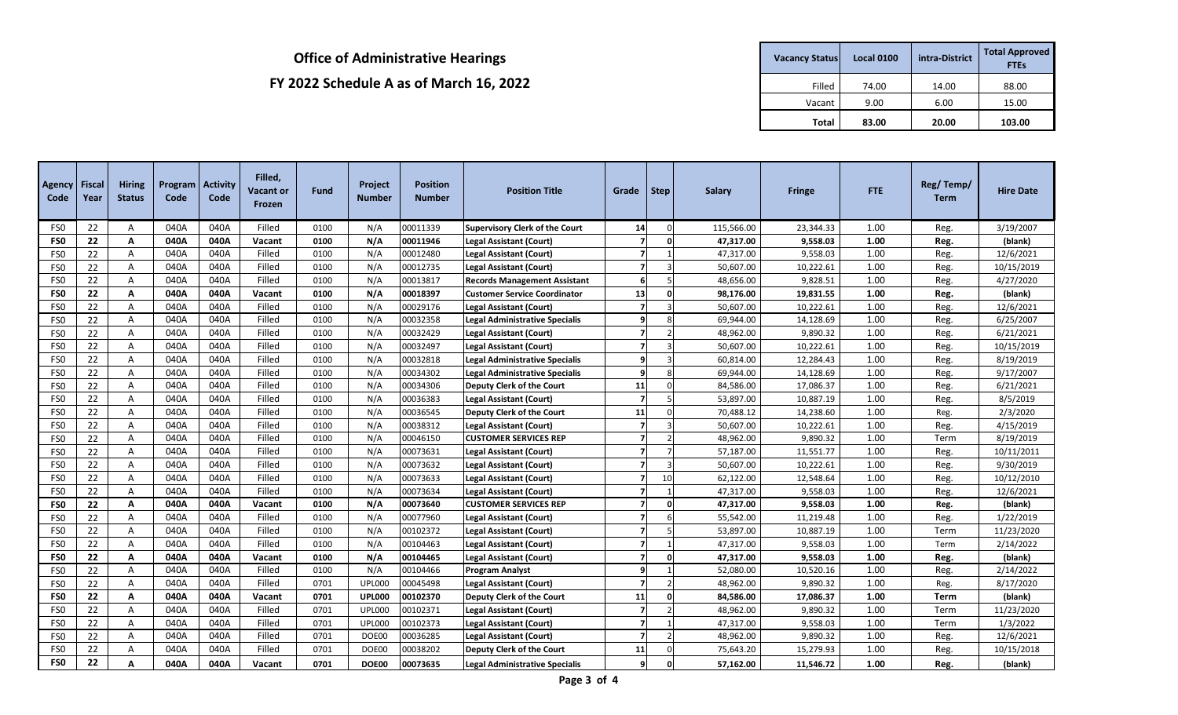# Office of Administrative Hearings

## FY 2022 Schedule A as of March 16, 2022

| Vacancy Status | Local 0100 | intra-District | Total Approved FTEs |
|---|---|---|---|
| Filled | 74.00 | 14.00 | 88.00 |
| Vacant | 9.00 | 6.00 | 15.00 |
| **Total** | **83.00** | **20.00** | **103.00** |

| Agency Code | Fiscal Year | Hiring Status | Program Code | Activity Code | Filled, Vacant or Frozen | Fund | Project Number | Position Number | Position Title | Grade | Step | Salary | Fringe | FTE | Reg/ Temp/ Term | Hire Date |
|---|---|---|---|---|---|---|---|---|---|---|---|---|---|---|---|---|
| FS0 | 22 | A | 040A | 040A | Filled | 0100 | N/A | 00011339 | **Supervisory Clerk of the Court** | 14 | 0 | 115,566.00 | 23,344.33 | 1.00 | Reg. | 3/19/2007 |
| **FS0** | **22** | **A** | **040A** | **040A** | **Vacant** | **0100** | **N/A** | **00011946** | **Legal Assistant (Court)** | **7** | **0** | **47,317.00** | **9,558.03** | **1.00** | **Reg.** | **(blank)** |
| FS0 | 22 | A | 040A | 040A | Filled | 0100 | N/A | 00012480 | **Legal Assistant (Court)** | 7 | 1 | 47,317.00 | 9,558.03 | 1.00 | Reg. | 12/6/2021 |
| FS0 | 22 | A | 040A | 040A | Filled | 0100 | N/A | 00012735 | **Legal Assistant (Court)** | 7 | 3 | 50,607.00 | 10,222.61 | 1.00 | Reg. | 10/15/2019 |
| FS0 | 22 | A | 040A | 040A | Filled | 0100 | N/A | 00013817 | **Records Management Assistant** | 6 | 5 | 48,656.00 | 9,828.51 | 1.00 | Reg. | 4/27/2020 |
| **FS0** | **22** | **A** | **040A** | **040A** | **Vacant** | **0100** | **N/A** | **00018397** | **Customer Service Coordinator** | **13** | **0** | **98,176.00** | **19,831.55** | **1.00** | **Reg.** | **(blank)** |
| FS0 | 22 | A | 040A | 040A | Filled | 0100 | N/A | 00029176 | **Legal Assistant (Court)** | 7 | 3 | 50,607.00 | 10,222.61 | 1.00 | Reg. | 12/6/2021 |
| FS0 | 22 | A | 040A | 040A | Filled | 0100 | N/A | 00032358 | **Legal Administrative Specialis** | 9 | 8 | 69,944.00 | 14,128.69 | 1.00 | Reg. | 6/25/2007 |
| FS0 | 22 | A | 040A | 040A | Filled | 0100 | N/A | 00032429 | **Legal Assistant (Court)** | 7 | 2 | 48,962.00 | 9,890.32 | 1.00 | Reg. | 6/21/2021 |
| FS0 | 22 | A | 040A | 040A | Filled | 0100 | N/A | 00032497 | **Legal Assistant (Court)** | 7 | 3 | 50,607.00 | 10,222.61 | 1.00 | Reg. | 10/15/2019 |
| FS0 | 22 | A | 040A | 040A | Filled | 0100 | N/A | 00032818 | **Legal Administrative Specialis** | 9 | 3 | 60,814.00 | 12,284.43 | 1.00 | Reg. | 8/19/2019 |
| FS0 | 22 | A | 040A | 040A | Filled | 0100 | N/A | 00034302 | **Legal Administrative Specialis** | 9 | 8 | 69,944.00 | 14,128.69 | 1.00 | Reg. | 9/17/2007 |
| FS0 | 22 | A | 040A | 040A | Filled | 0100 | N/A | 00034306 | **Deputy Clerk of the Court** | 11 | 0 | 84,586.00 | 17,086.37 | 1.00 | Reg. | 6/21/2021 |
| FS0 | 22 | A | 040A | 040A | Filled | 0100 | N/A | 00036383 | **Legal Assistant (Court)** | 7 | 5 | 53,897.00 | 10,887.19 | 1.00 | Reg. | 8/5/2019 |
| FS0 | 22 | A | 040A | 040A | Filled | 0100 | N/A | 00036545 | **Deputy Clerk of the Court** | 11 | 0 | 70,488.12 | 14,238.60 | 1.00 | Reg. | 2/3/2020 |
| FS0 | 22 | A | 040A | 040A | Filled | 0100 | N/A | 00038312 | **Legal Assistant (Court)** | 7 | 3 | 50,607.00 | 10,222.61 | 1.00 | Reg. | 4/15/2019 |
| FS0 | 22 | A | 040A | 040A | Filled | 0100 | N/A | 00046150 | **CUSTOMER SERVICES REP** | 7 | 2 | 48,962.00 | 9,890.32 | 1.00 | Term | 8/19/2019 |
| FS0 | 22 | A | 040A | 040A | Filled | 0100 | N/A | 00073631 | **Legal Assistant (Court)** | 7 | 7 | 57,187.00 | 11,551.77 | 1.00 | Reg. | 10/11/2011 |
| FS0 | 22 | A | 040A | 040A | Filled | 0100 | N/A | 00073632 | **Legal Assistant (Court)** | 7 | 3 | 50,607.00 | 10,222.61 | 1.00 | Reg. | 9/30/2019 |
| FS0 | 22 | A | 040A | 040A | Filled | 0100 | N/A | 00073633 | **Legal Assistant (Court)** | 7 | 10 | 62,122.00 | 12,548.64 | 1.00 | Reg. | 10/12/2010 |
| FS0 | 22 | A | 040A | 040A | Filled | 0100 | N/A | 00073634 | **Legal Assistant (Court)** | 7 | 1 | 47,317.00 | 9,558.03 | 1.00 | Reg. | 12/6/2021 |
| **FS0** | **22** | **A** | **040A** | **040A** | **Vacant** | **0100** | **N/A** | **00073640** | **CUSTOMER SERVICES REP** | **7** | **0** | **47,317.00** | **9,558.03** | **1.00** | **Reg.** | **(blank)** |
| FS0 | 22 | A | 040A | 040A | Filled | 0100 | N/A | 00077960 | **Legal Assistant (Court)** | 7 | 6 | 55,542.00 | 11,219.48 | 1.00 | Reg. | 1/22/2019 |
| FS0 | 22 | A | 040A | 040A | Filled | 0100 | N/A | 00102372 | **Legal Assistant (Court)** | 7 | 5 | 53,897.00 | 10,887.19 | 1.00 | Term | 11/23/2020 |
| FS0 | 22 | A | 040A | 040A | Filled | 0100 | N/A | 00104463 | **Legal Assistant (Court)** | 7 | 1 | 47,317.00 | 9,558.03 | 1.00 | Term | 2/14/2022 |
| **FS0** | **22** | **A** | **040A** | **040A** | **Vacant** | **0100** | **N/A** | **00104465** | **Legal Assistant (Court)** | **7** | **0** | **47,317.00** | **9,558.03** | **1.00** | **Reg.** | **(blank)** |
| FS0 | 22 | A | 040A | 040A | Filled | 0100 | N/A | 00104466 | **Program Analyst** | 9 | 1 | 52,080.00 | 10,520.16 | 1.00 | Reg. | 2/14/2022 |
| FS0 | 22 | A | 040A | 040A | Filled | 0701 | UPL000 | 00045498 | **Legal Assistant (Court)** | 7 | 2 | 48,962.00 | 9,890.32 | 1.00 | Reg. | 8/17/2020 |
| **FS0** | **22** | **A** | **040A** | **040A** | **Vacant** | **0701** | **UPL000** | **00102370** | **Deputy Clerk of the Court** | **11** | **0** | **84,586.00** | **17,086.37** | **1.00** | **Term** | **(blank)** |
| FS0 | 22 | A | 040A | 040A | Filled | 0701 | UPL000 | 00102371 | **Legal Assistant (Court)** | 7 | 2 | 48,962.00 | 9,890.32 | 1.00 | Term | 11/23/2020 |
| FS0 | 22 | A | 040A | 040A | Filled | 0701 | UPL000 | 00102373 | **Legal Assistant (Court)** | 7 | 1 | 47,317.00 | 9,558.03 | 1.00 | Term | 1/3/2022 |
| FS0 | 22 | A | 040A | 040A | Filled | 0701 | DOE00 | 00036285 | **Legal Assistant (Court)** | 7 | 2 | 48,962.00 | 9,890.32 | 1.00 | Reg. | 12/6/2021 |
| FS0 | 22 | A | 040A | 040A | Filled | 0701 | DOE00 | 00038202 | **Deputy Clerk of the Court** | 11 | 0 | 75,643.20 | 15,279.93 | 1.00 | Reg. | 10/15/2018 |
| **FS0** | **22** | **A** | **040A** | **040A** | **Vacant** | **0701** | **DOE00** | **00073635** | **Legal Administrative Specialis** | **9** | **0** | **57,162.00** | **11,546.72** | **1.00** | **Reg.** | **(blank)** |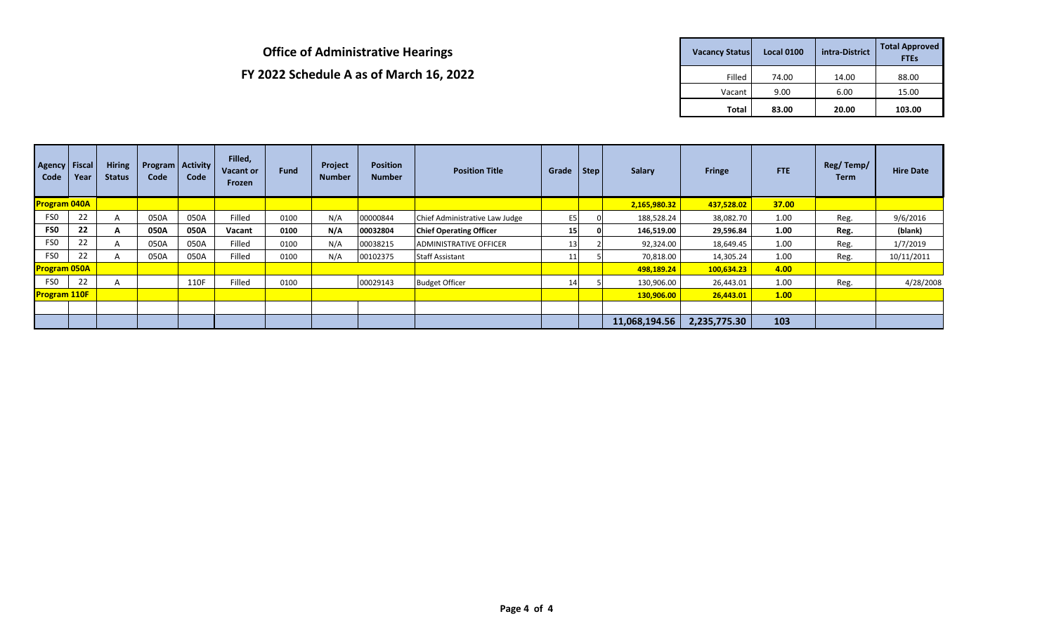# Office of Administrative Hearings

## FY 2022 Schedule A as of March 16, 2022

| Vacancy Status | Local 0100 | intra-District | Total Approved FTEs |
|---|---|---|---|
| Filled | 74.00 | 14.00 | 88.00 |
| Vacant | 9.00 | 6.00 | 15.00 |
| Total | 83.00 | 20.00 | 103.00 |

| Agency Code | Fiscal Year | Hiring Status | Program Code | Activity Code | Filled, Vacant or Frozen | Fund | Project Number | Position Number | Position Title | Grade | Step | Salary | Fringe | FTE | Reg/ Temp/ Term | Hire Date |
|---|---|---|---|---|---|---|---|---|---|---|---|---|---|---|---|---|
| Program 040A | | | | | | | | | | | | 2,165,980.32 | 437,528.02 | 37.00 | | |
| FS0 | 22 | A | 050A | 050A | Filled | 0100 | N/A | 00000844 | Chief Administrative Law Judge | E5 | 0 | 188,528.24 | 38,082.70 | 1.00 | Reg. | 9/6/2016 |
| **FS0** | **22** | **A** | **050A** | **050A** | **Vacant** | **0100** | **N/A** | **00032804** | **Chief Operating Officer** | **15** | **0** | **146,519.00** | **29,596.84** | **1.00** | **Reg.** | **(blank)** |
| FS0 | 22 | A | 050A | 050A | Filled | 0100 | N/A | 00038215 | ADMINISTRATIVE OFFICER | 13 | 2 | 92,324.00 | 18,649.45 | 1.00 | Reg. | 1/7/2019 |
| FS0 | 22 | A | 050A | 050A | Filled | 0100 | N/A | 00102375 | Staff Assistant | 11 | 5 | 70,818.00 | 14,305.24 | 1.00 | Reg. | 10/11/2011 |
| Program 050A | | | | | | | | | | | | 498,189.24 | 100,634.23 | 4.00 | | |
| FS0 | 22 | A | | 110F | Filled | 0100 | | 00029143 | Budget Officer | 14 | 5 | 130,906.00 | 26,443.01 | 1.00 | Reg. | 4/28/2008 |
| Program 110F | | | | | | | | | | | | 130,906.00 | 26,443.01 | 1.00 | | |
| | | | | | | | | | | | | | | | | |
| | | | | | | | | | | | | 11,068,194.56 | 2,235,775.30 | 103 | | |